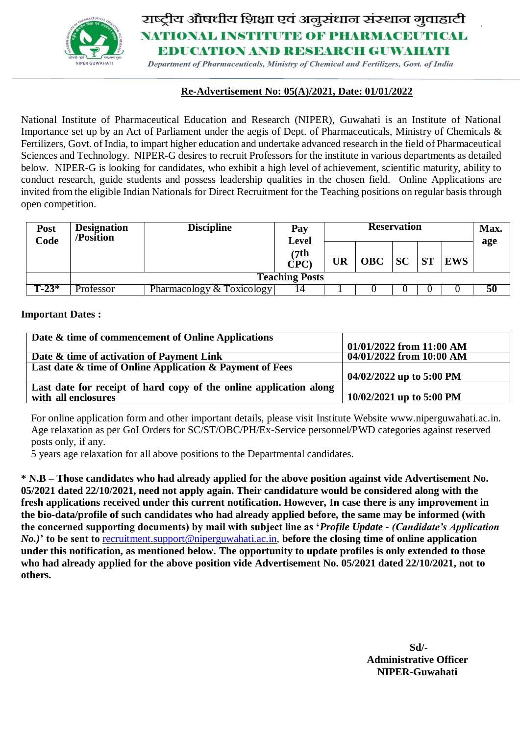# राष्ट्रीय औषधीय शिक्षा एवं अनुसंधान संस्थान गुवाहाटी

# NATIONAL INSTITUTE OF PHARMACEUTICAL EDUCATION AND RESEARCH GUWAHATI

*Department of Pharmaceuticals, Ministry of Chemical and Fertilizers, Govt. of India*

**Re-Advertisement No: 05(A)/2021, Date: 01/01/2022**

National Institute of Pharmaceutical Education and Research (NIPER), Guwahati is an Institute of National Importance set up by an Act of Parliament under the aegis of Dept. of Pharmaceuticals, Ministry of Chemicals & Fertilizers, Govt. of India, to impart higher education and undertake advanced research in the field of Pharmaceutical Sciences and Technology. NIPER-G desires to recruit Professors for the institute in various departments as detailed below. NIPER-G is looking for candidates, who exhibit a high level of achievement, scientific maturity, ability to conduct research, guide students and possess leadership qualities in the chosen field. Online Applications are invited from the eligible Indian Nationals for Direct Recruitment for the Teaching positions on regular basis through open competition.

| Post Code | Designation /Position | Discipline | Pay Level (7th CPC) | Reservation | | | | | Max. age |
|---|---|---|---|---|---|---|---|---|---|
| | | | | UR | OBC | SC | ST | EWS | |
| | **Teaching Posts** | | | | | | | | |
| **T-23*** | Professor | Pharmacology & Toxicology | 14 | 1 | 0 | 0 | 0 | 0 | **50** |

**Important Dates :**

| | |
|---|---|
| **Date & time of commencement of Online Applications** | **01/01/2022 from 11:00 AM** |
| **Date & time of activation of Payment Link** | **04/01/2022 from 10:00 AM** |
| **Last date & time of Online Application & Payment of Fees** | **04/02/2022 up to 5:00 PM** |
| **Last date for receipt of hard copy of the online application along with all enclosures** | **10/02/2021 up to 5:00 PM** |

For online application form and other important details, please visit Institute Website www.niperguwahati.ac.in.
Age relaxation as per GoI Orders for SC/ST/OBC/PH/Ex-Service personnel/PWD categories against reserved posts only, if any.
5 years age relaxation for all above positions to the Departmental candidates.

**\* N.B – Those candidates who had already applied for the above position against vide Advertisement No. 05/2021 dated 22/10/2021, need not apply again. Their candidature would be considered along with the fresh applications received under this current notification. However, In case there is any improvement in the bio-data/profile of such candidates who had already applied before, the same may be informed (with the concerned supporting documents) by mail with subject line as '*Profile Update - (Candidate's Application No.)*' to be sent to** recruitment.support@niperguwahati.ac.in, **before the closing time of online application under this notification, as mentioned below. The opportunity to update profiles is only extended to those who had already applied for the above position vide Advertisement No. 05/2021 dated 22/10/2021, not to others.**

**Sd/-**
**Administrative Officer**
**NIPER-Guwahati**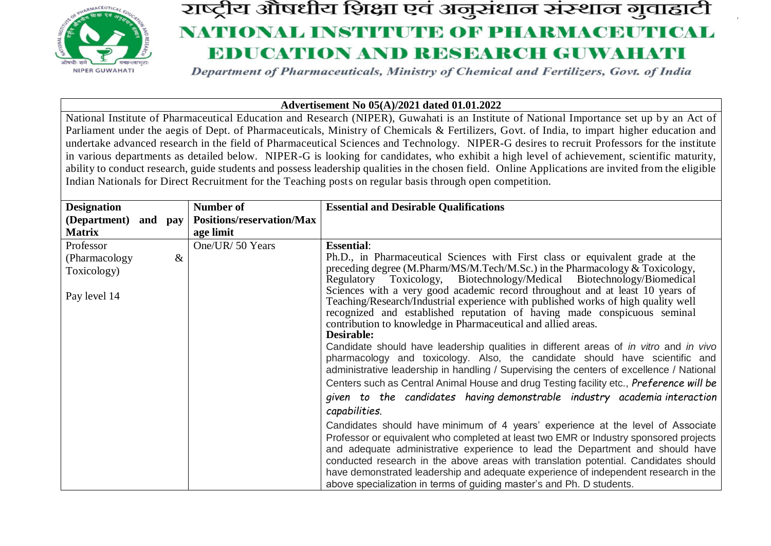# राष्ट्रीय औषधीय शिक्षा एवं अनुसंधान संस्थान गुवाहाटी

# NATIONAL INSTITUTE OF PHARMACEUTICAL EDUCATION AND RESEARCH GUWAHATI

*Department of Pharmaceuticals, Ministry of Chemical and Fertilizers, Govt. of India*

**Advertisement No 05(A)/2021 dated 01.01.2022**

National Institute of Pharmaceutical Education and Research (NIPER), Guwahati is an Institute of National Importance set up by an Act of Parliament under the aegis of Dept. of Pharmaceuticals, Ministry of Chemicals & Fertilizers, Govt. of India, to impart higher education and undertake advanced research in the field of Pharmaceutical Sciences and Technology. NIPER-G desires to recruit Professors for the institute in various departments as detailed below. NIPER-G is looking for candidates, who exhibit a high level of achievement, scientific maturity, ability to conduct research, guide students and possess leadership qualities in the chosen field. Online Applications are invited from the eligible Indian Nationals for Direct Recruitment for the Teaching posts on regular basis through open competition.

| **Designation (Department) and pay Matrix** | **Number of Positions/reservation/Max age limit** | **Essential and Desirable Qualifications** |
|---|---|---|
| Professor (Pharmacology & Toxicology)<br><br>Pay level 14 | One/UR/ 50 Years | **Essential**:<br>Ph.D., in Pharmaceutical Sciences with First class or equivalent grade at the preceding degree (M.Pharm/MS/M.Tech/M.Sc.) in the Pharmacology & Toxicology, Regulatory Toxicology, Biotechnology/Medical Biotechnology/Biomedical Sciences with a very good academic record throughout and at least 10 years of Teaching/Research/Industrial experience with published works of high quality well recognized and established reputation of having made conspicuous seminal contribution to knowledge in Pharmaceutical and allied areas.<br>**Desirable:**<br>Candidate should have leadership qualities in different areas of *in vitro* and *in vivo* pharmacology and toxicology. Also, the candidate should have scientific and administrative leadership in handling / Supervising the centers of excellence / National Centers such as Central Animal House and drug Testing facility etc., *Preference will be given to the candidates having demonstrable industry academia interaction capabilities.*<br>Candidates should have minimum of 4 years' experience at the level of Associate Professor or equivalent who completed at least two EMR or Industry sponsored projects and adequate administrative experience to lead the Department and should have conducted research in the above areas with translation potential. Candidates should have demonstrated leadership and adequate experience of independent research in the above specialization in terms of guiding master's and Ph. D students. |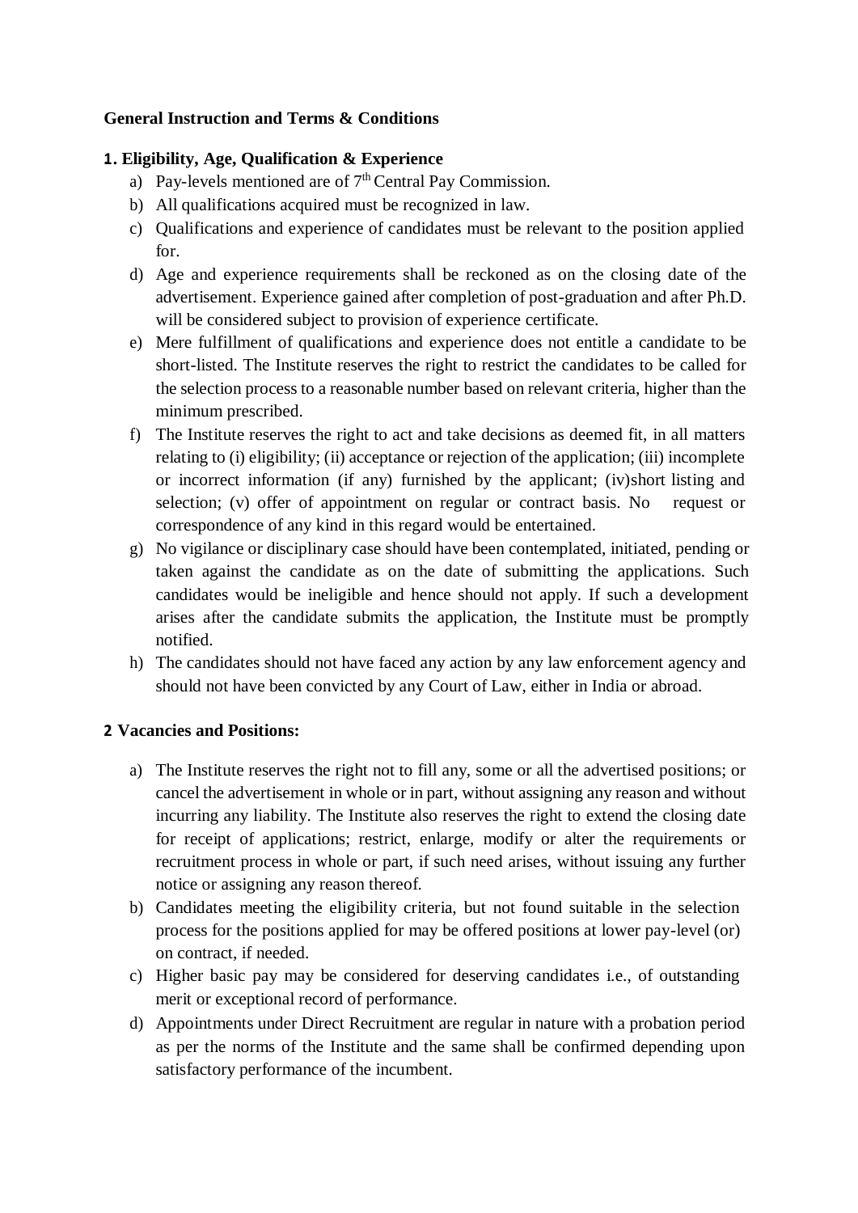**General Instruction and Terms & Conditions**

**1. Eligibility, Age, Qualification & Experience**

a) Pay-levels mentioned are of 7th Central Pay Commission.
b) All qualifications acquired must be recognized in law.
c) Qualifications and experience of candidates must be relevant to the position applied for.
d) Age and experience requirements shall be reckoned as on the closing date of the advertisement. Experience gained after completion of post-graduation and after Ph.D. will be considered subject to provision of experience certificate.
e) Mere fulfillment of qualifications and experience does not entitle a candidate to be short-listed. The Institute reserves the right to restrict the candidates to be called for the selection process to a reasonable number based on relevant criteria, higher than the minimum prescribed.
f) The Institute reserves the right to act and take decisions as deemed fit, in all matters relating to (i) eligibility; (ii) acceptance or rejection of the application; (iii) incomplete or incorrect information (if any) furnished by the applicant; (iv)short listing and selection; (v) offer of appointment on regular or contract basis. No request or correspondence of any kind in this regard would be entertained.
g) No vigilance or disciplinary case should have been contemplated, initiated, pending or taken against the candidate as on the date of submitting the applications. Such candidates would be ineligible and hence should not apply. If such a development arises after the candidate submits the application, the Institute must be promptly notified.
h) The candidates should not have faced any action by any law enforcement agency and should not have been convicted by any Court of Law, either in India or abroad.

**2 Vacancies and Positions:**

a) The Institute reserves the right not to fill any, some or all the advertised positions; or cancel the advertisement in whole or in part, without assigning any reason and without incurring any liability. The Institute also reserves the right to extend the closing date for receipt of applications; restrict, enlarge, modify or alter the requirements or recruitment process in whole or part, if such need arises, without issuing any further notice or assigning any reason thereof.
b) Candidates meeting the eligibility criteria, but not found suitable in the selection process for the positions applied for may be offered positions at lower pay-level (or) on contract, if needed.
c) Higher basic pay may be considered for deserving candidates i.e., of outstanding merit or exceptional record of performance.
d) Appointments under Direct Recruitment are regular in nature with a probation period as per the norms of the Institute and the same shall be confirmed depending upon satisfactory performance of the incumbent.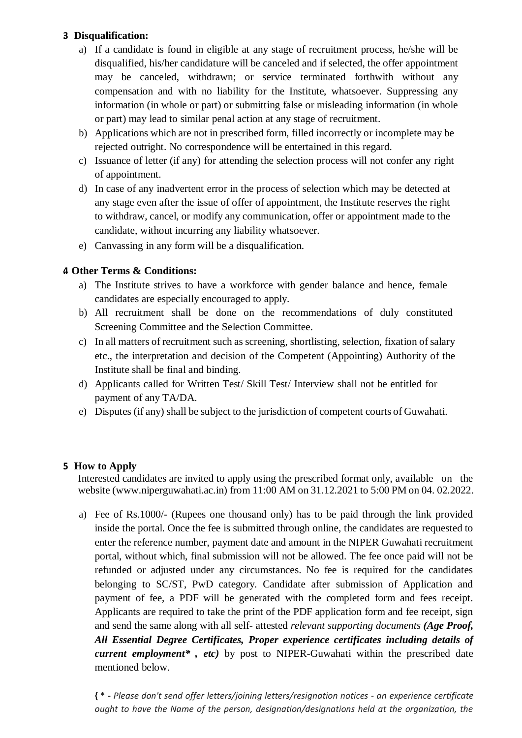## 3 Disqualification:

a) If a candidate is found in eligible at any stage of recruitment process, he/she will be disqualified, his/her candidature will be canceled and if selected, the offer appointment may be canceled, withdrawn; or service terminated forthwith without any compensation and with no liability for the Institute, whatsoever. Suppressing any information (in whole or part) or submitting false or misleading information (in whole or part) may lead to similar penal action at any stage of recruitment.

b) Applications which are not in prescribed form, filled incorrectly or incomplete may be rejected outright. No correspondence will be entertained in this regard.

c) Issuance of letter (if any) for attending the selection process will not confer any right of appointment.

d) In case of any inadvertent error in the process of selection which may be detected at any stage even after the issue of offer of appointment, the Institute reserves the right to withdraw, cancel, or modify any communication, offer or appointment made to the candidate, without incurring any liability whatsoever.

e) Canvassing in any form will be a disqualification.

## 4 Other Terms & Conditions:

a) The Institute strives to have a workforce with gender balance and hence, female candidates are especially encouraged to apply.

b) All recruitment shall be done on the recommendations of duly constituted Screening Committee and the Selection Committee.

c) In all matters of recruitment such as screening, shortlisting, selection, fixation of salary etc., the interpretation and decision of the Competent (Appointing) Authority of the Institute shall be final and binding.

d) Applicants called for Written Test/ Skill Test/ Interview shall not be entitled for payment of any TA/DA.

e) Disputes (if any) shall be subject to the jurisdiction of competent courts of Guwahati.

## 5 How to Apply

Interested candidates are invited to apply using the prescribed format only, available on the website (www.niperguwahati.ac.in) from 11:00 AM on 31.12.2021 to 5:00 PM on 04. 02.2022.

a) Fee of Rs.1000/- (Rupees one thousand only) has to be paid through the link provided inside the portal. Once the fee is submitted through online, the candidates are requested to enter the reference number, payment date and amount in the NIPER Guwahati recruitment portal, without which, final submission will not be allowed. The fee once paid will not be refunded or adjusted under any circumstances. No fee is required for the candidates belonging to SC/ST, PwD category. Candidate after submission of Application and payment of fee, a PDF will be generated with the completed form and fees receipt. Applicants are required to take the print of the PDF application form and fee receipt, sign and send the same along with all self- attested *relevant supporting documents* ***(Age Proof, All Essential Degree Certificates, Proper experience certificates including details of current employment\* , etc)*** by post to NIPER-Guwahati within the prescribed date mentioned below.

**{ \* -** *Please don't send offer letters/joining letters/resignation notices - an experience certificate ought to have the Name of the person, designation/designations held at the organization, the*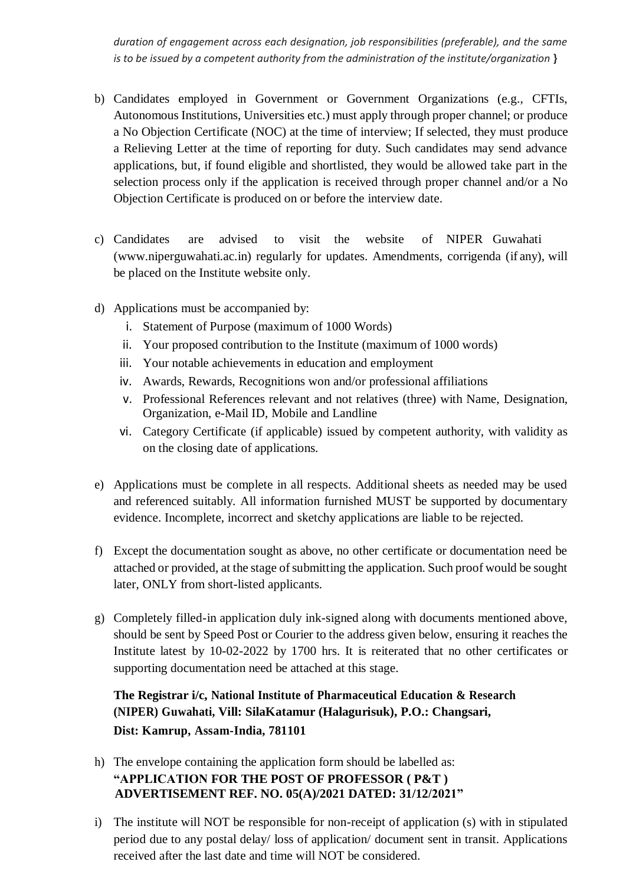*duration of engagement across each designation, job responsibilities (preferable), and the same is to be issued by a competent authority from the administration of the institute/organization* **}**

b) Candidates employed in Government or Government Organizations (e.g., CFTIs, Autonomous Institutions, Universities etc.) must apply through proper channel; or produce a No Objection Certificate (NOC) at the time of interview; If selected, they must produce a Relieving Letter at the time of reporting for duty. Such candidates may send advance applications, but, if found eligible and shortlisted, they would be allowed take part in the selection process only if the application is received through proper channel and/or a No Objection Certificate is produced on or before the interview date.

c) Candidates are advised to visit the website of NIPER Guwahati (www.niperguwahati.ac.in) regularly for updates. Amendments, corrigenda (if any), will be placed on the Institute website only.

d) Applications must be accompanied by:
   i. Statement of Purpose (maximum of 1000 Words)
   ii. Your proposed contribution to the Institute (maximum of 1000 words)
   iii. Your notable achievements in education and employment
   iv. Awards, Rewards, Recognitions won and/or professional affiliations
   v. Professional References relevant and not relatives (three) with Name, Designation, Organization, e-Mail ID, Mobile and Landline
   vi. Category Certificate (if applicable) issued by competent authority, with validity as on the closing date of applications.

e) Applications must be complete in all respects. Additional sheets as needed may be used and referenced suitably. All information furnished MUST be supported by documentary evidence. Incomplete, incorrect and sketchy applications are liable to be rejected.

f) Except the documentation sought as above, no other certificate or documentation need be attached or provided, at the stage of submitting the application. Such proof would be sought later, ONLY from short-listed applicants.

g) Completely filled-in application duly ink-signed along with documents mentioned above, should be sent by Speed Post or Courier to the address given below, ensuring it reaches the Institute latest by 10-02-2022 by 1700 hrs. It is reiterated that no other certificates or supporting documentation need be attached at this stage.

   **The Registrar i/c, National Institute of Pharmaceutical Education & Research (NIPER) Guwahati, Vill: SilaKatamur (Halagurisuk), P.O.: Changsari, Dist: Kamrup, Assam-India, 781101**

h) The envelope containing the application form should be labelled as:
   **"APPLICATION FOR THE POST OF PROFESSOR ( P&T ) ADVERTISEMENT REF. NO. 05(A)/2021 DATED: 31/12/2021"**

i) The institute will NOT be responsible for non-receipt of application (s) with in stipulated period due to any postal delay/ loss of application/ document sent in transit. Applications received after the last date and time will NOT be considered.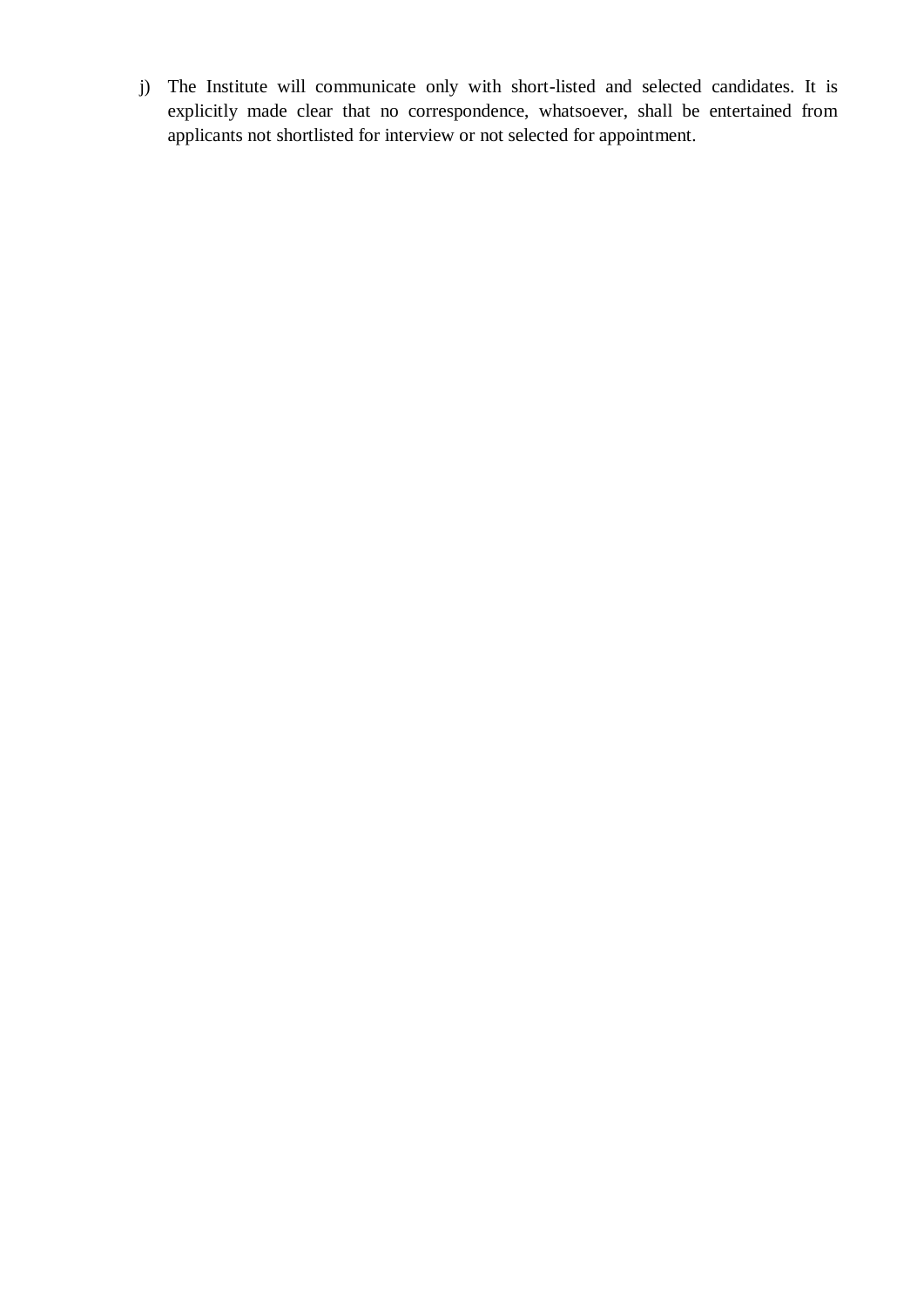j) The Institute will communicate only with short-listed and selected candidates. It is explicitly made clear that no correspondence, whatsoever, shall be entertained from applicants not shortlisted for interview or not selected for appointment.